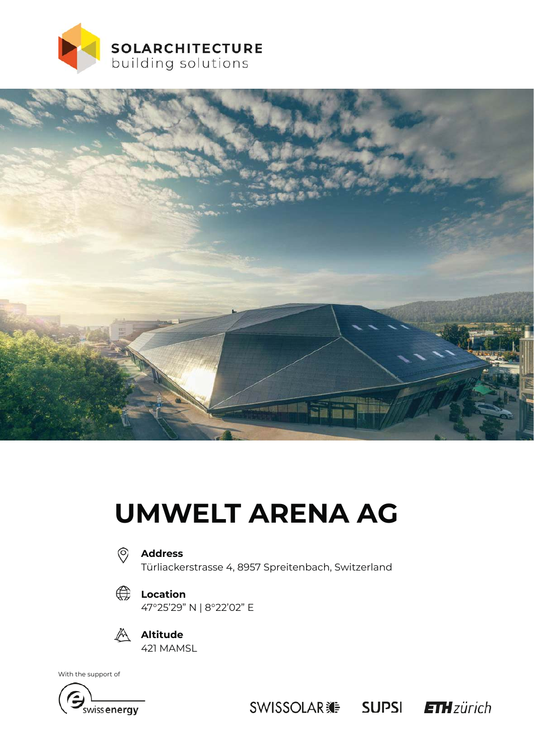SOLARCHITECTURE
building solutions

# UMWELT ARENA AG

**Address**
Türliackerstrasse 4, 8957 Spreitenbach, Switzerland

**Location**
47°25'29" N | 8°22'02" E

**Altitude**
421 MAMSL

With the support of

swissenergy

SWISSOLAR SUPSI ETHzürich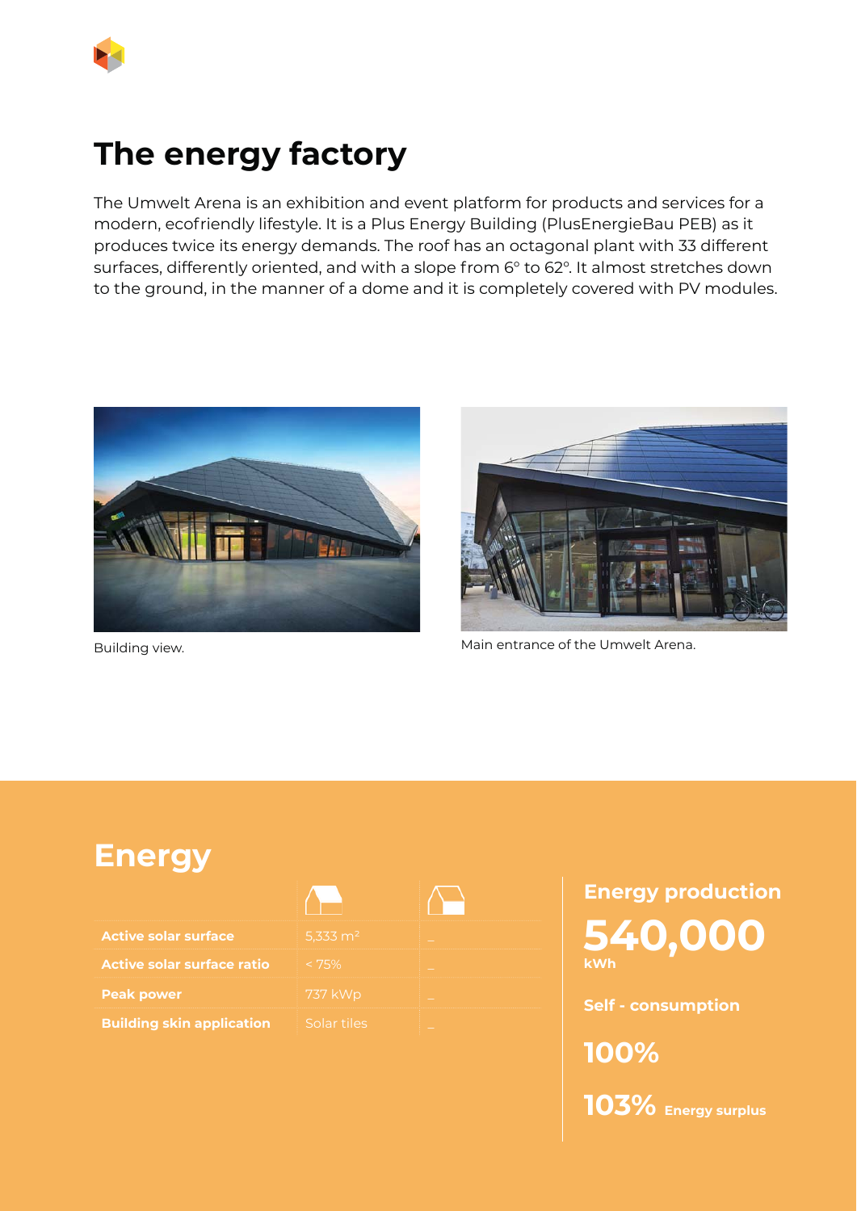# The energy factory

The Umwelt Arena is an exhibition and event platform for products and services for a modern, ecofriendly lifestyle. It is a Plus Energy Building (PlusEnergieBau PEB) as it produces twice its energy demands. The roof has an octagonal plant with 33 different surfaces, differently oriented, and with a slope from 6° to 62°. It almost stretches down to the ground, in the manner of a dome and it is completely covered with PV modules.

Building view.

Main entrance of the Umwelt Arena.

## Energy

| | Roof | Facade |
|---|---|---|
| **Active solar surface** | 5,333 m² | – |
| **Active solar surface ratio** | < 75% | – |
| **Peak power** | 737 kWp | – |
| **Building skin application** | Solar tiles | – |

**Energy production**

**540,000** kWh

**Self - consumption**

**100%**

**103%** Energy surplus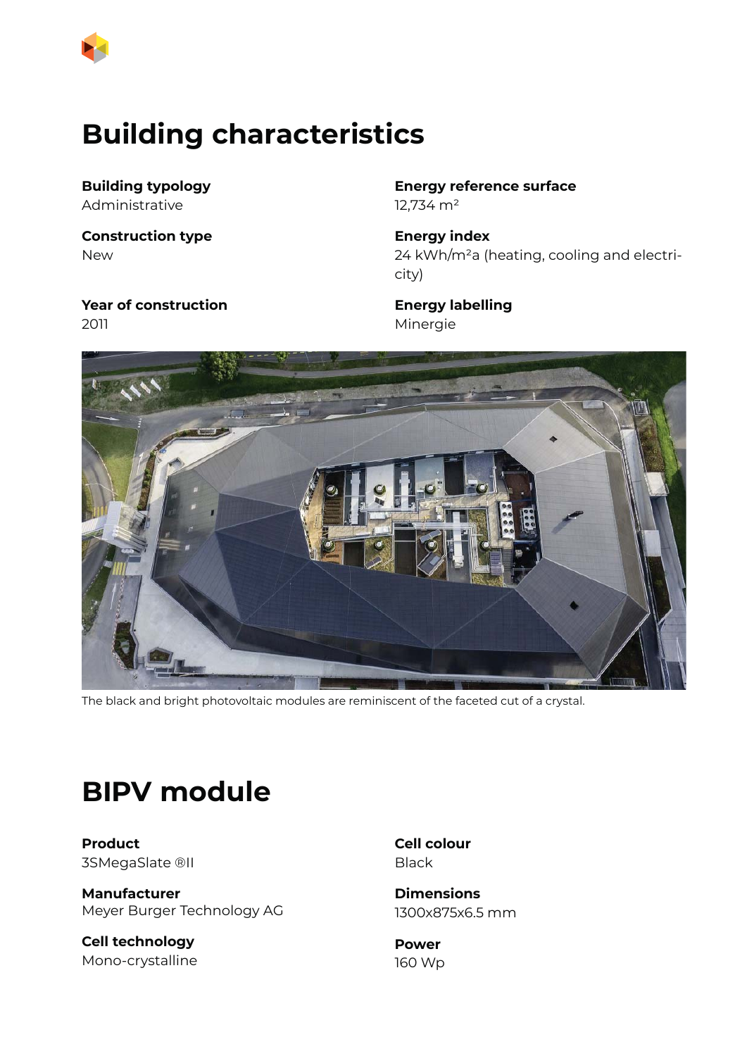# Building characteristics

**Building typology**
Administrative

**Construction type**
New

**Year of construction**
2011

**Energy reference surface**
12,734 m²

**Energy index**
24 kWh/m²a (heating, cooling and electricity)

**Energy labelling**
Minergie

The black and bright photovoltaic modules are reminiscent of the faceted cut of a crystal.

# BIPV module

**Product**
3SMegaSlate ®II

**Manufacturer**
Meyer Burger Technology AG

**Cell technology**
Mono-crystalline

**Cell colour**
Black

**Dimensions**
1300x875x6.5 mm

**Power**
160 Wp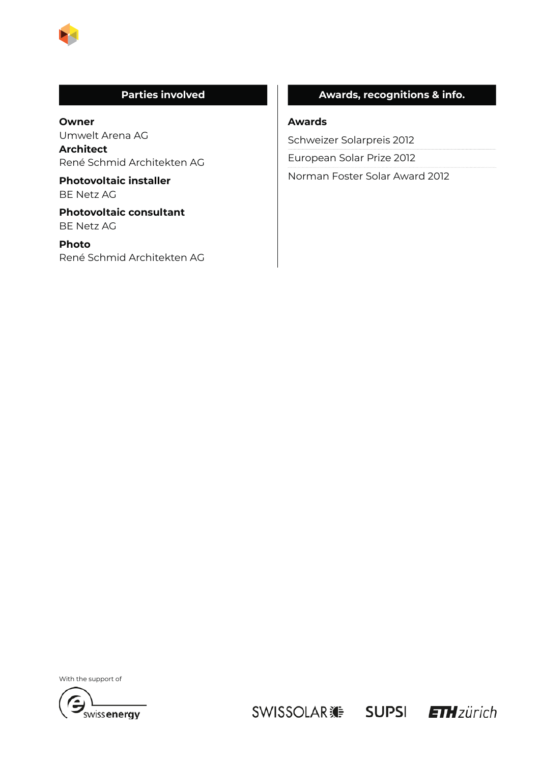## Parties involved

**Owner**
Umwelt Arena AG

**Architect**
René Schmid Architekten AG

**Photovoltaic installer**
BE Netz AG

**Photovoltaic consultant**
BE Netz AG

**Photo**
René Schmid Architekten AG

## Awards, recognitions & info.

**Awards**

Schweizer Solarpreis 2012

European Solar Prize 2012

Norman Foster Solar Award 2012

With the support of

swissenergy

SWISSOLAR SUPSI ETH zürich